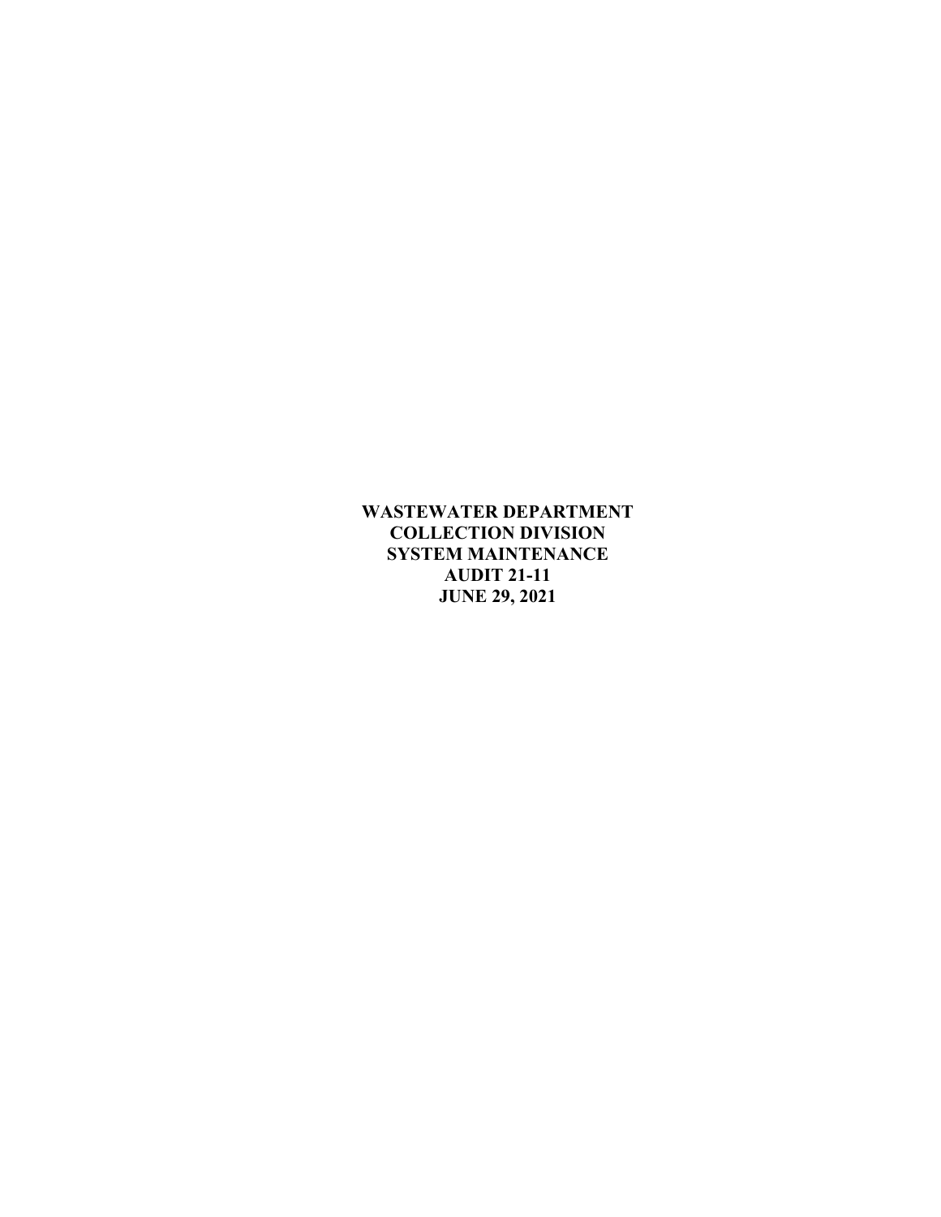**WASTEWATER DEPARTMENT**
**COLLECTION DIVISION**
**SYSTEM MAINTENANCE**
**AUDIT 21-11**
**JUNE 29, 2021**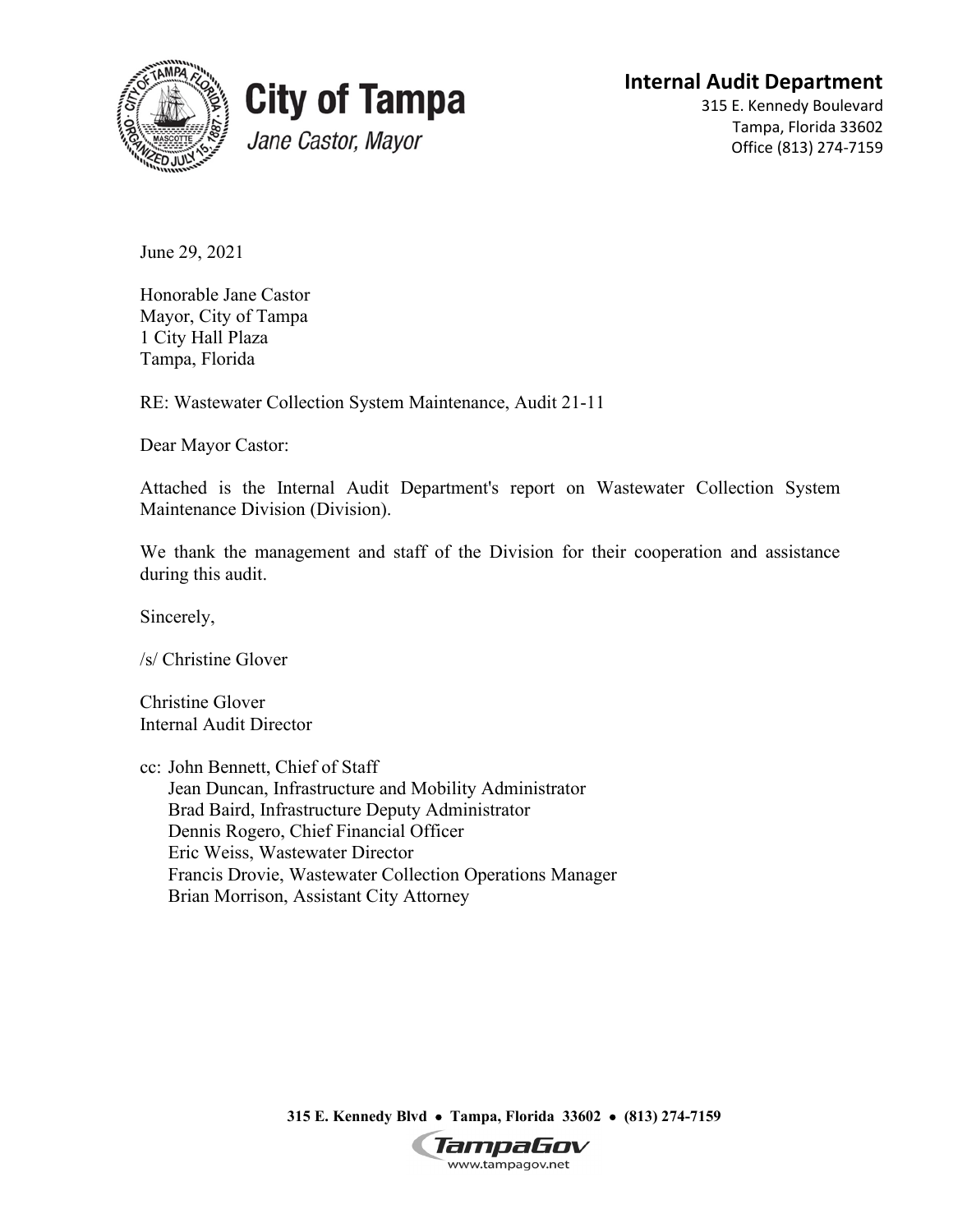**City of Tampa**

*Jane Castor, Mayor*

**Internal Audit Department**
315 E. Kennedy Boulevard
Tampa, Florida 33602
Office (813) 274-7159

June 29, 2021

Honorable Jane Castor
Mayor, City of Tampa
1 City Hall Plaza
Tampa, Florida

RE: Wastewater Collection System Maintenance, Audit 21-11

Dear Mayor Castor:

Attached is the Internal Audit Department's report on Wastewater Collection System Maintenance Division (Division).

We thank the management and staff of the Division for their cooperation and assistance during this audit.

Sincerely,

/s/ Christine Glover

Christine Glover
Internal Audit Director

cc: John Bennett, Chief of Staff
Jean Duncan, Infrastructure and Mobility Administrator
Brad Baird, Infrastructure Deputy Administrator
Dennis Rogero, Chief Financial Officer
Eric Weiss, Wastewater Director
Francis Drovie, Wastewater Collection Operations Manager
Brian Morrison, Assistant City Attorney

315 E. Kennedy Blvd • Tampa, Florida 33602 • (813) 274-7159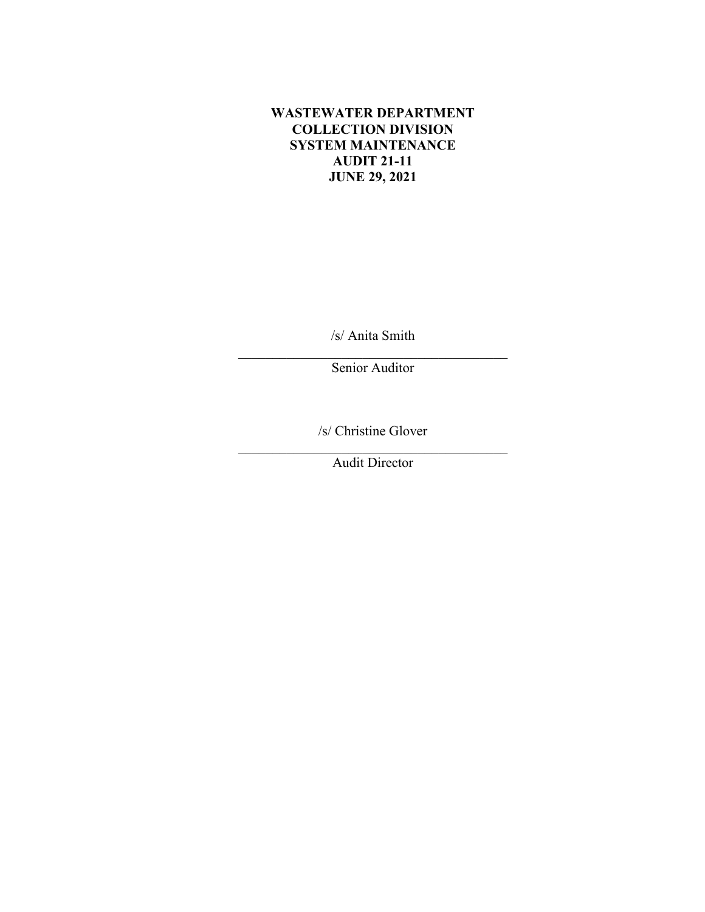**WASTEWATER DEPARTMENT**
**COLLECTION DIVISION**
**SYSTEM MAINTENANCE**
**AUDIT 21-11**
**JUNE 29, 2021**

/s/ Anita Smith

\_\_\_\_\_\_\_\_\_\_\_\_\_\_\_\_\_\_\_\_\_\_\_\_\_\_\_\_\_\_\_\_\_\_\_\_\_\_\_\_

Senior Auditor

/s/ Christine Glover

\_\_\_\_\_\_\_\_\_\_\_\_\_\_\_\_\_\_\_\_\_\_\_\_\_\_\_\_\_\_\_\_\_\_\_\_\_\_\_\_

Audit Director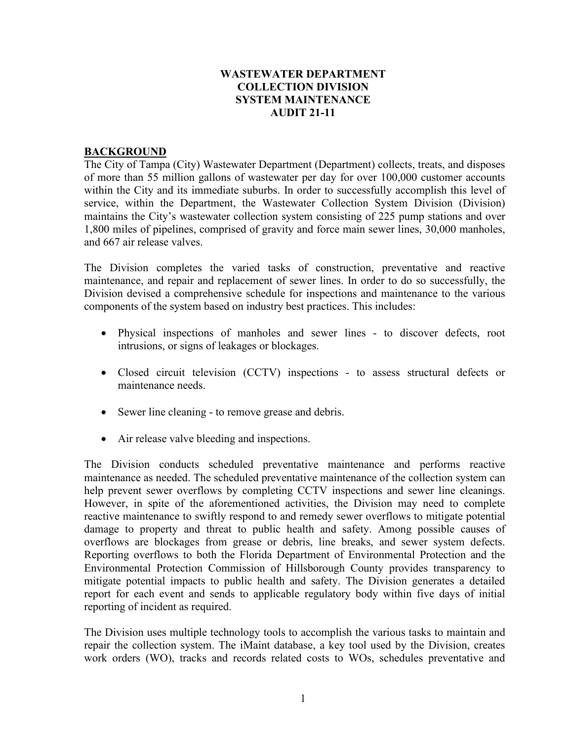**WASTEWATER DEPARTMENT**
**COLLECTION DIVISION**
**SYSTEM MAINTENANCE**
**AUDIT 21-11**

## BACKGROUND

The City of Tampa (City) Wastewater Department (Department) collects, treats, and disposes of more than 55 million gallons of wastewater per day for over 100,000 customer accounts within the City and its immediate suburbs. In order to successfully accomplish this level of service, within the Department, the Wastewater Collection System Division (Division) maintains the City's wastewater collection system consisting of 225 pump stations and over 1,800 miles of pipelines, comprised of gravity and force main sewer lines, 30,000 manholes, and 667 air release valves.

The Division completes the varied tasks of construction, preventative and reactive maintenance, and repair and replacement of sewer lines. In order to do so successfully, the Division devised a comprehensive schedule for inspections and maintenance to the various components of the system based on industry best practices. This includes:

- Physical inspections of manholes and sewer lines - to discover defects, root intrusions, or signs of leakages or blockages.
- Closed circuit television (CCTV) inspections - to assess structural defects or maintenance needs.
- Sewer line cleaning - to remove grease and debris.
- Air release valve bleeding and inspections.

The Division conducts scheduled preventative maintenance and performs reactive maintenance as needed. The scheduled preventative maintenance of the collection system can help prevent sewer overflows by completing CCTV inspections and sewer line cleanings. However, in spite of the aforementioned activities, the Division may need to complete reactive maintenance to swiftly respond to and remedy sewer overflows to mitigate potential damage to property and threat to public health and safety. Among possible causes of overflows are blockages from grease or debris, line breaks, and sewer system defects. Reporting overflows to both the Florida Department of Environmental Protection and the Environmental Protection Commission of Hillsborough County provides transparency to mitigate potential impacts to public health and safety. The Division generates a detailed report for each event and sends to applicable regulatory body within five days of initial reporting of incident as required.

The Division uses multiple technology tools to accomplish the various tasks to maintain and repair the collection system. The iMaint database, a key tool used by the Division, creates work orders (WO), tracks and records related costs to WOs, schedules preventative and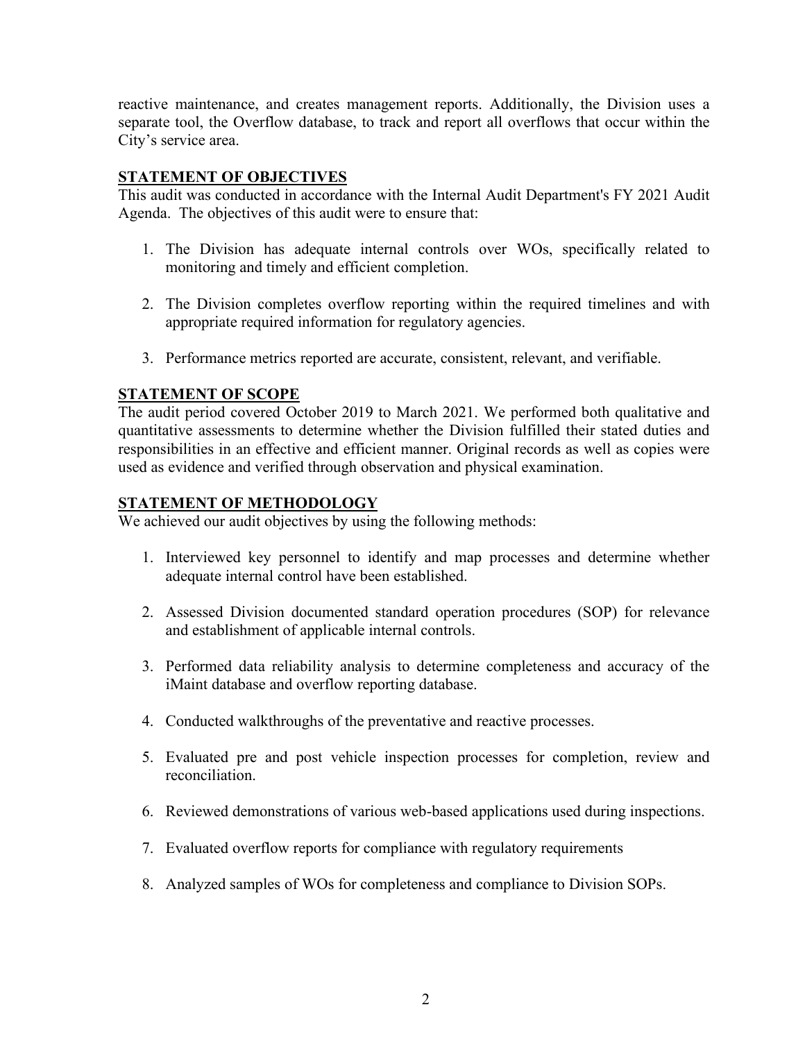reactive maintenance, and creates management reports. Additionally, the Division uses a separate tool, the Overflow database, to track and report all overflows that occur within the City's service area.

## STATEMENT OF OBJECTIVES

This audit was conducted in accordance with the Internal Audit Department's FY 2021 Audit Agenda. The objectives of this audit were to ensure that:

1. The Division has adequate internal controls over WOs, specifically related to monitoring and timely and efficient completion.

2. The Division completes overflow reporting within the required timelines and with appropriate required information for regulatory agencies.

3. Performance metrics reported are accurate, consistent, relevant, and verifiable.

## STATEMENT OF SCOPE

The audit period covered October 2019 to March 2021. We performed both qualitative and quantitative assessments to determine whether the Division fulfilled their stated duties and responsibilities in an effective and efficient manner. Original records as well as copies were used as evidence and verified through observation and physical examination.

## STATEMENT OF METHODOLOGY

We achieved our audit objectives by using the following methods:

1. Interviewed key personnel to identify and map processes and determine whether adequate internal control have been established.

2. Assessed Division documented standard operation procedures (SOP) for relevance and establishment of applicable internal controls.

3. Performed data reliability analysis to determine completeness and accuracy of the iMaint database and overflow reporting database.

4. Conducted walkthroughs of the preventative and reactive processes.

5. Evaluated pre and post vehicle inspection processes for completion, review and reconciliation.

6. Reviewed demonstrations of various web-based applications used during inspections.

7. Evaluated overflow reports for compliance with regulatory requirements

8. Analyzed samples of WOs for completeness and compliance to Division SOPs.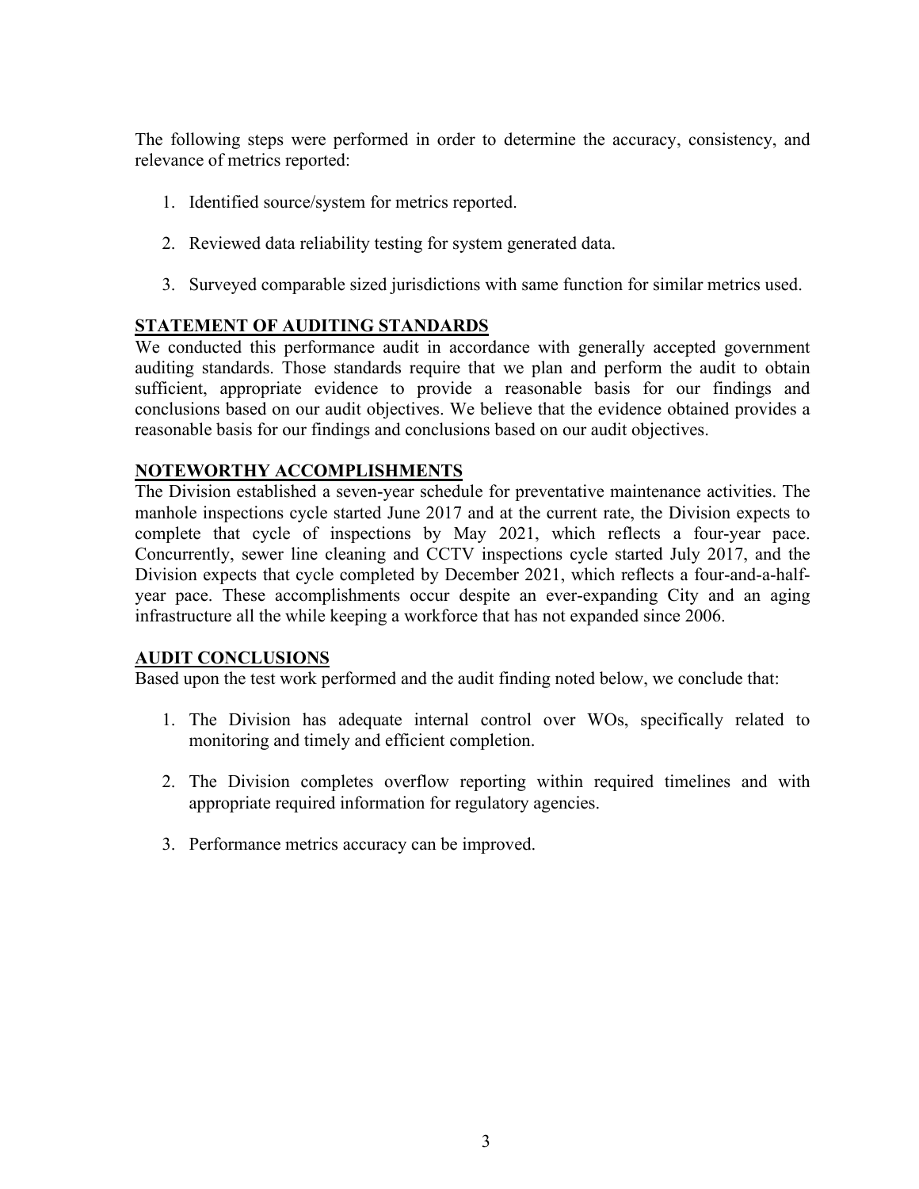The following steps were performed in order to determine the accuracy, consistency, and relevance of metrics reported:

1. Identified source/system for metrics reported.
2. Reviewed data reliability testing for system generated data.
3. Surveyed comparable sized jurisdictions with same function for similar metrics used.

## STATEMENT OF AUDITING STANDARDS

We conducted this performance audit in accordance with generally accepted government auditing standards. Those standards require that we plan and perform the audit to obtain sufficient, appropriate evidence to provide a reasonable basis for our findings and conclusions based on our audit objectives. We believe that the evidence obtained provides a reasonable basis for our findings and conclusions based on our audit objectives.

## NOTEWORTHY ACCOMPLISHMENTS

The Division established a seven-year schedule for preventative maintenance activities. The manhole inspections cycle started June 2017 and at the current rate, the Division expects to complete that cycle of inspections by May 2021, which reflects a four-year pace. Concurrently, sewer line cleaning and CCTV inspections cycle started July 2017, and the Division expects that cycle completed by December 2021, which reflects a four-and-a-half-year pace. These accomplishments occur despite an ever-expanding City and an aging infrastructure all the while keeping a workforce that has not expanded since 2006.

## AUDIT CONCLUSIONS

Based upon the test work performed and the audit finding noted below, we conclude that:

1. The Division has adequate internal control over WOs, specifically related to monitoring and timely and efficient completion.
2. The Division completes overflow reporting within required timelines and with appropriate required information for regulatory agencies.
3. Performance metrics accuracy can be improved.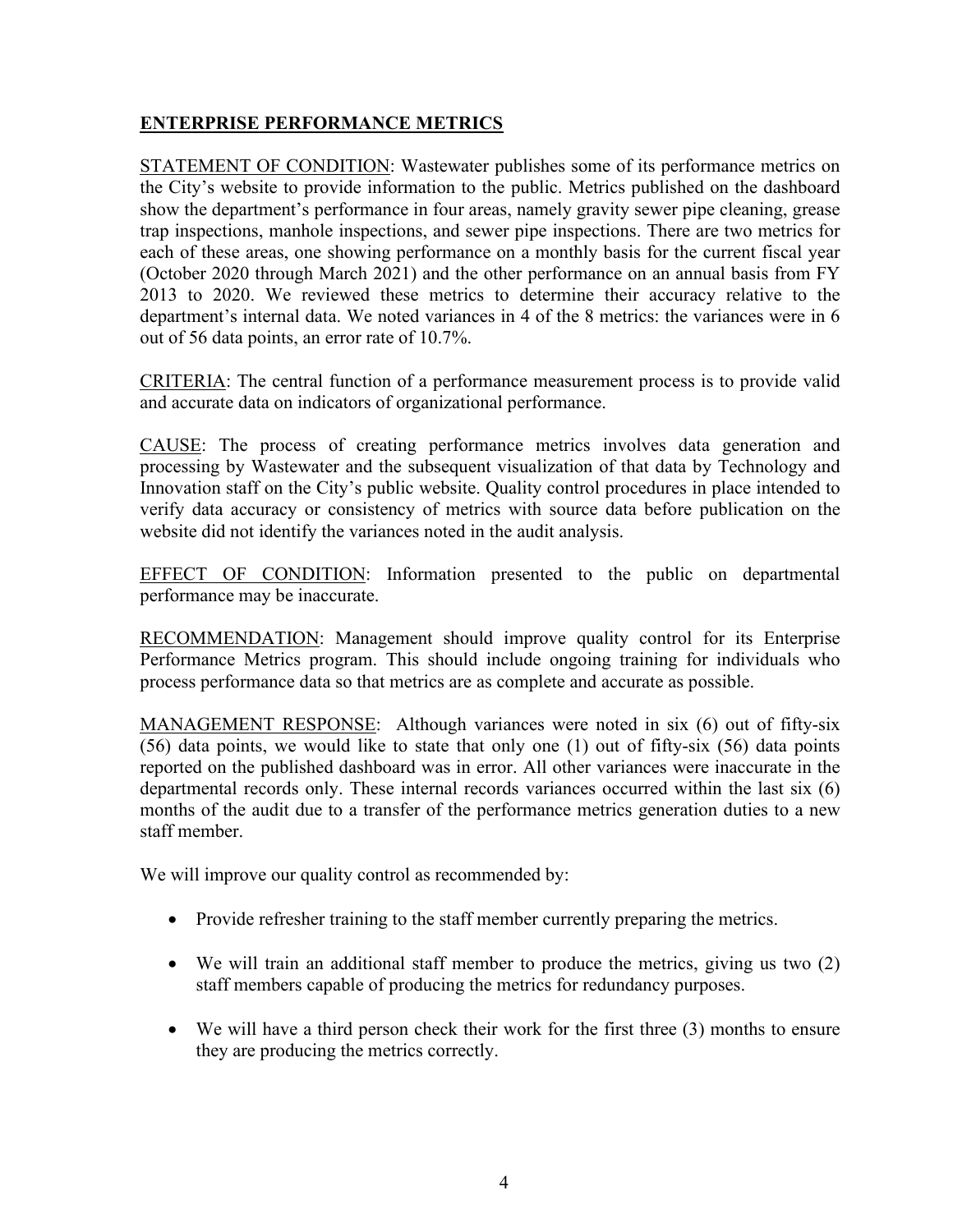## ENTERPRISE PERFORMANCE METRICS

STATEMENT OF CONDITION: Wastewater publishes some of its performance metrics on the City's website to provide information to the public. Metrics published on the dashboard show the department's performance in four areas, namely gravity sewer pipe cleaning, grease trap inspections, manhole inspections, and sewer pipe inspections. There are two metrics for each of these areas, one showing performance on a monthly basis for the current fiscal year (October 2020 through March 2021) and the other performance on an annual basis from FY 2013 to 2020. We reviewed these metrics to determine their accuracy relative to the department's internal data. We noted variances in 4 of the 8 metrics: the variances were in 6 out of 56 data points, an error rate of 10.7%.

CRITERIA: The central function of a performance measurement process is to provide valid and accurate data on indicators of organizational performance.

CAUSE: The process of creating performance metrics involves data generation and processing by Wastewater and the subsequent visualization of that data by Technology and Innovation staff on the City's public website. Quality control procedures in place intended to verify data accuracy or consistency of metrics with source data before publication on the website did not identify the variances noted in the audit analysis.

EFFECT OF CONDITION: Information presented to the public on departmental performance may be inaccurate.

RECOMMENDATION: Management should improve quality control for its Enterprise Performance Metrics program. This should include ongoing training for individuals who process performance data so that metrics are as complete and accurate as possible.

MANAGEMENT RESPONSE: Although variances were noted in six (6) out of fifty-six (56) data points, we would like to state that only one (1) out of fifty-six (56) data points reported on the published dashboard was in error. All other variances were inaccurate in the departmental records only. These internal records variances occurred within the last six (6) months of the audit due to a transfer of the performance metrics generation duties to a new staff member.

We will improve our quality control as recommended by:

- Provide refresher training to the staff member currently preparing the metrics.
- We will train an additional staff member to produce the metrics, giving us two (2) staff members capable of producing the metrics for redundancy purposes.
- We will have a third person check their work for the first three (3) months to ensure they are producing the metrics correctly.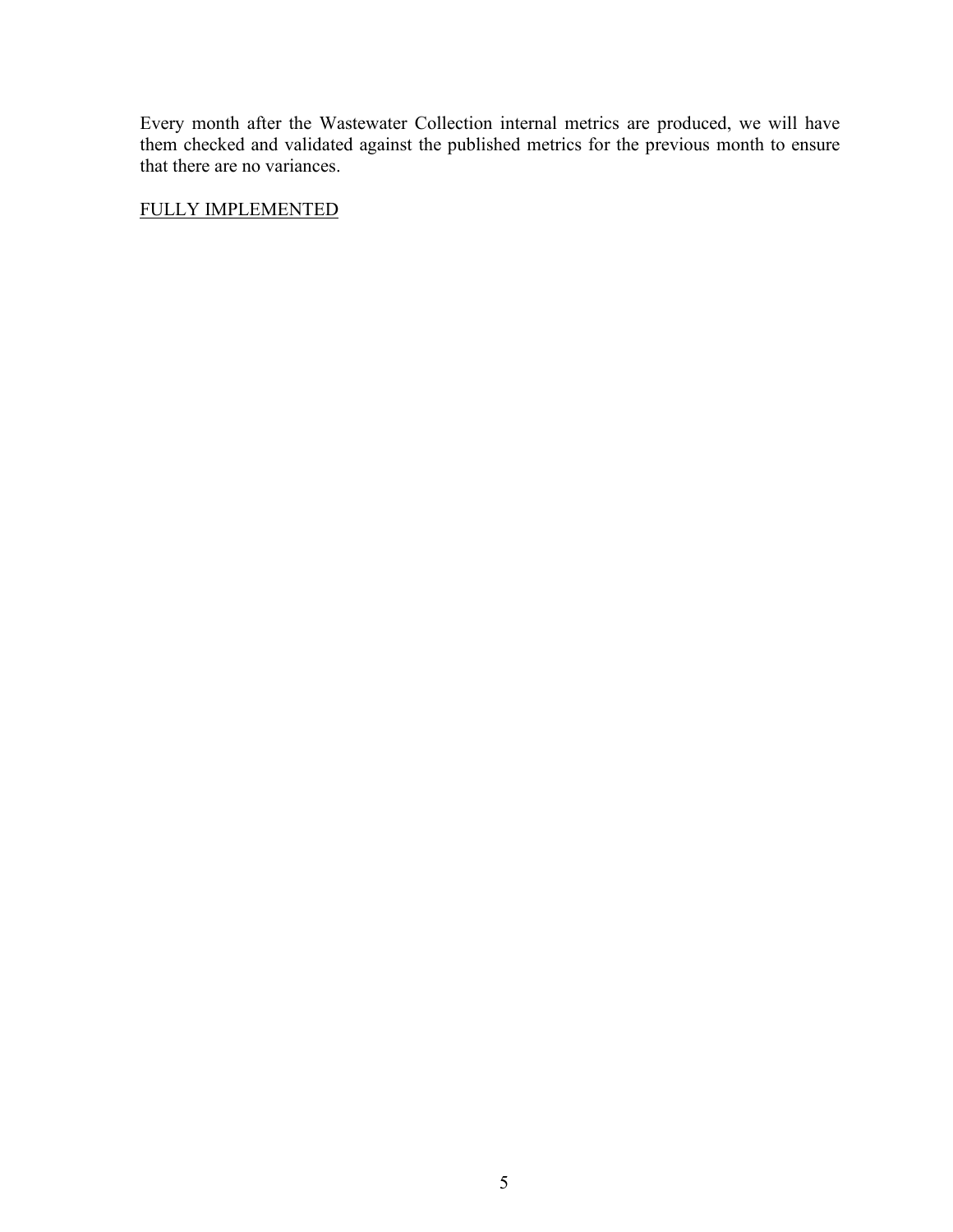Every month after the Wastewater Collection internal metrics are produced, we will have them checked and validated against the published metrics for the previous month to ensure that there are no variances.

<u>FULLY IMPLEMENTED</u>